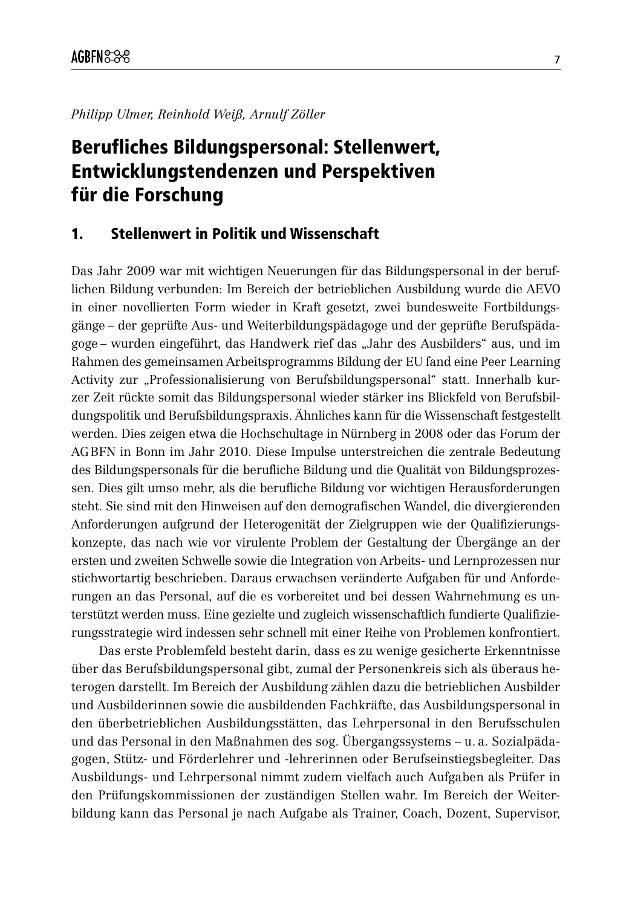*Philipp Ulmer, Reinhold Weiß, Arnulf Zöller*

# Berufliches Bildungspersonal: Stellenwert, Entwicklungstendenzen und Perspektiven für die Forschung

## 1. Stellenwert in Politik und Wissenschaft

Das Jahr 2009 war mit wichtigen Neuerungen für das Bildungspersonal in der beruflichen Bildung verbunden: Im Bereich der betrieblichen Ausbildung wurde die AEVO in einer novellierten Form wieder in Kraft gesetzt, zwei bundesweite Fortbildungsgänge – der geprüfte Aus- und Weiterbildungspädagoge und der geprüfte Berufspädagoge – wurden eingeführt, das Handwerk rief das „Jahr des Ausbilders" aus, und im Rahmen des gemeinsamen Arbeitsprogramms Bildung der EU fand eine Peer Learning Activity zur „Professionalisierung von Berufsbildungspersonal" statt. Innerhalb kurzer Zeit rückte somit das Bildungspersonal wieder stärker ins Blickfeld von Berufsbildungspolitik und Berufsbildungspraxis. Ähnliches kann für die Wissenschaft festgestellt werden. Dies zeigen etwa die Hochschultage in Nürnberg in 2008 oder das Forum der AG BFN in Bonn im Jahr 2010. Diese Impulse unterstreichen die zentrale Bedeutung des Bildungspersonals für die berufliche Bildung und die Qualität von Bildungsprozessen. Dies gilt umso mehr, als die berufliche Bildung vor wichtigen Herausforderungen steht. Sie sind mit den Hinweisen auf den demografischen Wandel, die divergierenden Anforderungen aufgrund der Heterogenität der Zielgruppen wie der Qualifizierungskonzepte, das nach wie vor virulente Problem der Gestaltung der Übergänge an der ersten und zweiten Schwelle sowie die Integration von Arbeits- und Lernprozessen nur stichwortartig beschrieben. Daraus erwachsen veränderte Aufgaben für und Anforderungen an das Personal, auf die es vorbereitet und bei dessen Wahrnehmung es unterstützt werden muss. Eine gezielte und zugleich wissenschaftlich fundierte Qualifizierungsstrategie wird indessen sehr schnell mit einer Reihe von Problemen konfrontiert.

Das erste Problemfeld besteht darin, dass es zu wenige gesicherte Erkenntnisse über das Berufsbildungspersonal gibt, zumal der Personenkreis sich als überaus heterogen darstellt. Im Bereich der Ausbildung zählen dazu die betrieblichen Ausbilder und Ausbilderinnen sowie die ausbildenden Fachkräfte, das Ausbildungspersonal in den überbetrieblichen Ausbildungsstätten, das Lehrpersonal in den Berufsschulen und das Personal in den Maßnahmen des sog. Übergangssystems – u. a. Sozialpädagogen, Stütz- und Förderlehrer und -lehrerinnen oder Berufseinstiegsbegleiter. Das Ausbildungs- und Lehrpersonal nimmt zudem vielfach auch Aufgaben als Prüfer in den Prüfungskommissionen der zuständigen Stellen wahr. Im Bereich der Weiterbildung kann das Personal je nach Aufgabe als Trainer, Coach, Dozent, Supervisor,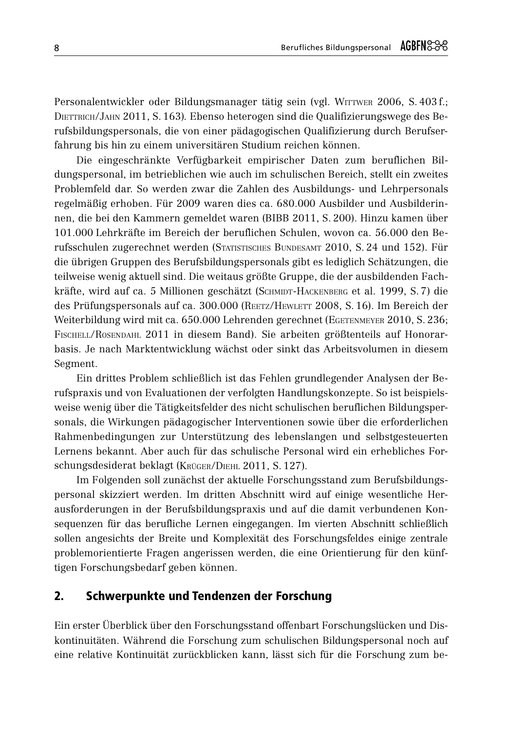Personalentwickler oder Bildungsmanager tätig sein (vgl. Wittwer 2006, S. 403 f.; Diettrich/Jahn 2011, S. 163). Ebenso heterogen sind die Qualifizierungswege des Berufsbildungspersonals, die von einer pädagogischen Qualifizierung durch Berufserfahrung bis hin zu einem universitären Studium reichen können.

Die eingeschränkte Verfügbarkeit empirischer Daten zum beruflichen Bildungspersonal, im betrieblichen wie auch im schulischen Bereich, stellt ein zweites Problemfeld dar. So werden zwar die Zahlen des Ausbildungs- und Lehrpersonals regelmäßig erhoben. Für 2009 waren dies ca. 680.000 Ausbilder und Ausbilderinnen, die bei den Kammern gemeldet waren (BIBB 2011, S. 200). Hinzu kamen über 101.000 Lehrkräfte im Bereich der beruflichen Schulen, wovon ca. 56.000 den Berufsschulen zugerechnet werden (Statistisches Bundesamt 2010, S. 24 und 152). Für die übrigen Gruppen des Berufsbildungspersonals gibt es lediglich Schätzungen, die teilweise wenig aktuell sind. Die weitaus größte Gruppe, die der ausbildenden Fachkräfte, wird auf ca. 5 Millionen geschätzt (Schmidt-Hackenberg et al. 1999, S. 7) die des Prüfungspersonals auf ca. 300.000 (Reetz/Hewlett 2008, S. 16). Im Bereich der Weiterbildung wird mit ca. 650.000 Lehrenden gerechnet (Egetenmeyer 2010, S. 236; Fischell/Rosendahl 2011 in diesem Band). Sie arbeiten größtenteils auf Honorarbasis. Je nach Marktentwicklung wächst oder sinkt das Arbeitsvolumen in diesem Segment.

Ein drittes Problem schließlich ist das Fehlen grundlegender Analysen der Berufspraxis und von Evaluationen der verfolgten Handlungskonzepte. So ist beispielsweise wenig über die Tätigkeitsfelder des nicht schulischen beruflichen Bildungspersonals, die Wirkungen pädagogischer Interventionen sowie über die erforderlichen Rahmenbedingungen zur Unterstützung des lebenslangen und selbstgesteuerten Lernens bekannt. Aber auch für das schulische Personal wird ein erhebliches Forschungsdesiderat beklagt (Krüger/Diehl 2011, S. 127).

Im Folgenden soll zunächst der aktuelle Forschungsstand zum Berufsbildungspersonal skizziert werden. Im dritten Abschnitt wird auf einige wesentliche Herausforderungen in der Berufsbildungspraxis und auf die damit verbundenen Konsequenzen für das berufliche Lernen eingegangen. Im vierten Abschnitt schließlich sollen angesichts der Breite und Komplexität des Forschungsfeldes einige zentrale problemorientierte Fragen angerissen werden, die eine Orientierung für den künftigen Forschungsbedarf geben können.

## 2. Schwerpunkte und Tendenzen der Forschung

Ein erster Überblick über den Forschungsstand offenbart Forschungslücken und Diskontinuitäten. Während die Forschung zum schulischen Bildungspersonal noch auf eine relative Kontinuität zurückblicken kann, lässt sich für die Forschung zum be-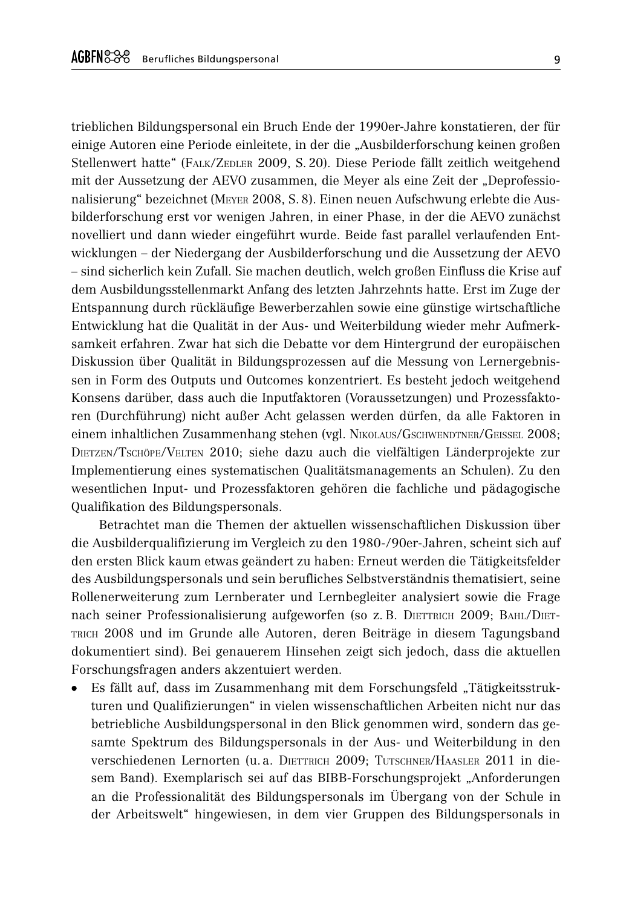trieblichen Bildungspersonal ein Bruch Ende der 1990er-Jahre konstatieren, der für einige Autoren eine Periode einleitete, in der die „Ausbilderforschung keinen großen Stellenwert hatte" (Falk/Zedler 2009, S. 20). Diese Periode fällt zeitlich weitgehend mit der Aussetzung der AEVO zusammen, die Meyer als eine Zeit der „Deprofessionalisierung" bezeichnet (Meyer 2008, S. 8). Einen neuen Aufschwung erlebte die Ausbilderforschung erst vor wenigen Jahren, in einer Phase, in der die AEVO zunächst novelliert und dann wieder eingeführt wurde. Beide fast parallel verlaufenden Entwicklungen – der Niedergang der Ausbilderforschung und die Aussetzung der AEVO – sind sicherlich kein Zufall. Sie machen deutlich, welch großen Einfluss die Krise auf dem Ausbildungsstellenmarkt Anfang des letzten Jahrzehnts hatte. Erst im Zuge der Entspannung durch rückläufige Bewerberzahlen sowie eine günstige wirtschaftliche Entwicklung hat die Qualität in der Aus- und Weiterbildung wieder mehr Aufmerksamkeit erfahren. Zwar hat sich die Debatte vor dem Hintergrund der europäischen Diskussion über Qualität in Bildungsprozessen auf die Messung von Lernergebnissen in Form des Outputs und Outcomes konzentriert. Es besteht jedoch weitgehend Konsens darüber, dass auch die Inputfaktoren (Voraussetzungen) und Prozessfaktoren (Durchführung) nicht außer Acht gelassen werden dürfen, da alle Faktoren in einem inhaltlichen Zusammenhang stehen (vgl. Nikolaus/Gschwendtner/Geissel 2008; Dietzen/Tschöpe/Velten 2010; siehe dazu auch die vielfältigen Länderprojekte zur Implementierung eines systematischen Qualitätsmanagements an Schulen). Zu den wesentlichen Input- und Prozessfaktoren gehören die fachliche und pädagogische Qualifikation des Bildungspersonals.

Betrachtet man die Themen der aktuellen wissenschaftlichen Diskussion über die Ausbilderqualifizierung im Vergleich zu den 1980-/90er-Jahren, scheint sich auf den ersten Blick kaum etwas geändert zu haben: Erneut werden die Tätigkeitsfelder des Ausbildungspersonals und sein berufliches Selbstverständnis thematisiert, seine Rollenerweiterung zum Lernberater und Lernbegleiter analysiert sowie die Frage nach seiner Professionalisierung aufgeworfen (so z. B. Diettrich 2009; Bahl/Diettrich 2008 und im Grunde alle Autoren, deren Beiträge in diesem Tagungsband dokumentiert sind). Bei genauerem Hinsehen zeigt sich jedoch, dass die aktuellen Forschungsfragen anders akzentuiert werden.

- Es fällt auf, dass im Zusammenhang mit dem Forschungsfeld „Tätigkeitsstrukturen und Qualifizierungen" in vielen wissenschaftlichen Arbeiten nicht nur das betriebliche Ausbildungspersonal in den Blick genommen wird, sondern das gesamte Spektrum des Bildungspersonals in der Aus- und Weiterbildung in den verschiedenen Lernorten (u. a. Diettrich 2009; Tutschner/Haasler 2011 in diesem Band). Exemplarisch sei auf das BIBB-Forschungsprojekt „Anforderungen an die Professionalität des Bildungspersonals im Übergang von der Schule in der Arbeitswelt" hingewiesen, in dem vier Gruppen des Bildungspersonals in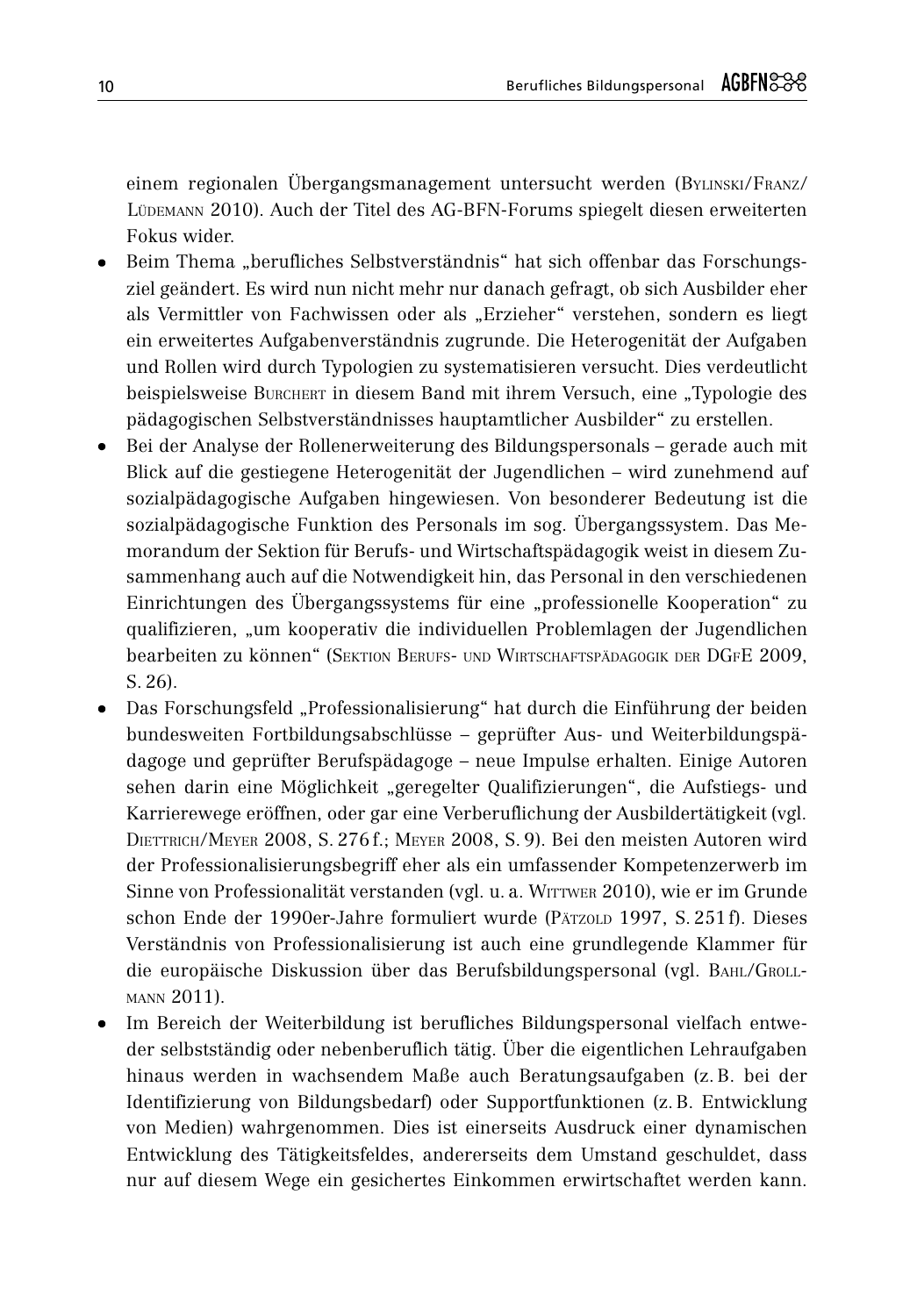einem regionalen Übergangsmanagement untersucht werden (Bylinski/Franz/Lüdemann 2010). Auch der Titel des AG-BFN-Forums spiegelt diesen erweiterten Fokus wider.

- Beim Thema „berufliches Selbstverständnis" hat sich offenbar das Forschungsziel geändert. Es wird nun nicht mehr nur danach gefragt, ob sich Ausbilder eher als Vermittler von Fachwissen oder als „Erzieher" verstehen, sondern es liegt ein erweitertes Aufgabenverständnis zugrunde. Die Heterogenität der Aufgaben und Rollen wird durch Typologien zu systematisieren versucht. Dies verdeutlicht beispielsweise Burchert in diesem Band mit ihrem Versuch, eine „Typologie des pädagogischen Selbstverständnisses hauptamtlicher Ausbilder" zu erstellen.
- Bei der Analyse der Rollenerweiterung des Bildungspersonals – gerade auch mit Blick auf die gestiegene Heterogenität der Jugendlichen – wird zunehmend auf sozialpädagogische Aufgaben hingewiesen. Von besonderer Bedeutung ist die sozialpädagogische Funktion des Personals im sog. Übergangssystem. Das Memorandum der Sektion für Berufs- und Wirtschaftspädagogik weist in diesem Zusammenhang auch auf die Notwendigkeit hin, das Personal in den verschiedenen Einrichtungen des Übergangssystems für eine „professionelle Kooperation" zu qualifizieren, „um kooperativ die individuellen Problemlagen der Jugendlichen bearbeiten zu können" (Sektion Berufs- und Wirtschaftspädagogik der DGfE 2009, S. 26).
- Das Forschungsfeld „Professionalisierung" hat durch die Einführung der beiden bundesweiten Fortbildungsabschlüsse – geprüfter Aus- und Weiterbildungspädagoge und geprüfter Berufspädagoge – neue Impulse erhalten. Einige Autoren sehen darin eine Möglichkeit „geregelter Qualifizierungen", die Aufstiegs- und Karrierewege eröffnen, oder gar eine Verberuflichung der Ausbildertätigkeit (vgl. Diettrich/Meyer 2008, S. 276 f.; Meyer 2008, S. 9). Bei den meisten Autoren wird der Professionalisierungsbegriff eher als ein umfassender Kompetenzerwerb im Sinne von Professionalität verstanden (vgl. u. a. Wittwer 2010), wie er im Grunde schon Ende der 1990er-Jahre formuliert wurde (Pätzold 1997, S. 251 f). Dieses Verständnis von Professionalisierung ist auch eine grundlegende Klammer für die europäische Diskussion über das Berufsbildungspersonal (vgl. Bahl/Grollmann 2011).
- Im Bereich der Weiterbildung ist berufliches Bildungspersonal vielfach entweder selbstständig oder nebenberuflich tätig. Über die eigentlichen Lehraufgaben hinaus werden in wachsendem Maße auch Beratungsaufgaben (z. B. bei der Identifizierung von Bildungsbedarf) oder Supportfunktionen (z. B. Entwicklung von Medien) wahrgenommen. Dies ist einerseits Ausdruck einer dynamischen Entwicklung des Tätigkeitsfeldes, andererseits dem Umstand geschuldet, dass nur auf diesem Wege ein gesichertes Einkommen erwirtschaftet werden kann.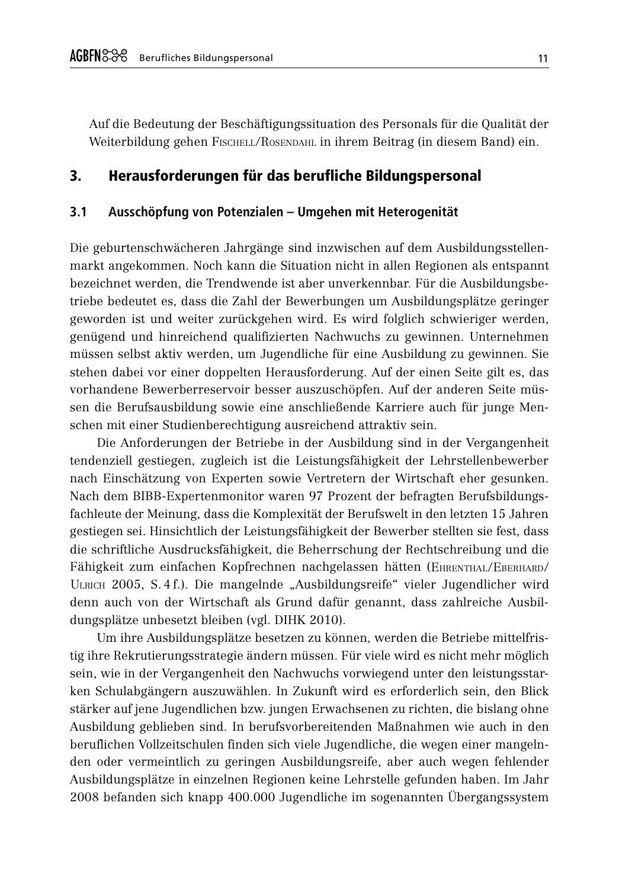Auf die Bedeutung der Beschäftigungssituation des Personals für die Qualität der Weiterbildung gehen Fischell/Rosendahl in ihrem Beitrag (in diesem Band) ein.

## 3. Herausforderungen für das berufliche Bildungspersonal

### 3.1 Ausschöpfung von Potenzialen – Umgehen mit Heterogenität

Die geburtenschwächeren Jahrgänge sind inzwischen auf dem Ausbildungsstellenmarkt angekommen. Noch kann die Situation nicht in allen Regionen als entspannt bezeichnet werden, die Trendwende ist aber unverkennbar. Für die Ausbildungsbetriebe bedeutet es, dass die Zahl der Bewerbungen um Ausbildungsplätze geringer geworden ist und weiter zurückgehen wird. Es wird folglich schwieriger werden, genügend und hinreichend qualifizierten Nachwuchs zu gewinnen. Unternehmen müssen selbst aktiv werden, um Jugendliche für eine Ausbildung zu gewinnen. Sie stehen dabei vor einer doppelten Herausforderung. Auf der einen Seite gilt es, das vorhandene Bewerberreservoir besser auszuschöpfen. Auf der anderen Seite müssen die Berufsausbildung sowie eine anschließende Karriere auch für junge Menschen mit einer Studienberechtigung ausreichend attraktiv sein.

Die Anforderungen der Betriebe in der Ausbildung sind in der Vergangenheit tendenziell gestiegen, zugleich ist die Leistungsfähigkeit der Lehrstellenbewerber nach Einschätzung von Experten sowie Vertretern der Wirtschaft eher gesunken. Nach dem BIBB-Expertenmonitor waren 97 Prozent der befragten Berufsbildungsfachleute der Meinung, dass die Komplexität der Berufswelt in den letzten 15 Jahren gestiegen sei. Hinsichtlich der Leistungsfähigkeit der Bewerber stellten sie fest, dass die schriftliche Ausdrucksfähigkeit, die Beherrschung der Rechtschreibung und die Fähigkeit zum einfachen Kopfrechnen nachgelassen hätten (Ehrenthal/Eberhard/Ulrich 2005, S. 4 f.). Die mangelnde „Ausbildungsreife" vieler Jugendlicher wird denn auch von der Wirtschaft als Grund dafür genannt, dass zahlreiche Ausbildungsplätze unbesetzt bleiben (vgl. DIHK 2010).

Um ihre Ausbildungsplätze besetzen zu können, werden die Betriebe mittelfristig ihre Rekrutierungsstrategie ändern müssen. Für viele wird es nicht mehr möglich sein, wie in der Vergangenheit den Nachwuchs vorwiegend unter den leistungsstarken Schulabgängern auszuwählen. In Zukunft wird es erforderlich sein, den Blick stärker auf jene Jugendlichen bzw. jungen Erwachsenen zu richten, die bislang ohne Ausbildung geblieben sind. In berufsvorbereitenden Maßnahmen wie auch in den beruflichen Vollzeitschulen finden sich viele Jugendliche, die wegen einer mangelnden oder vermeintlich zu geringen Ausbildungsreife, aber auch wegen fehlender Ausbildungsplätze in einzelnen Regionen keine Lehrstelle gefunden haben. Im Jahr 2008 befanden sich knapp 400.000 Jugendliche im sogenannten Übergangssystem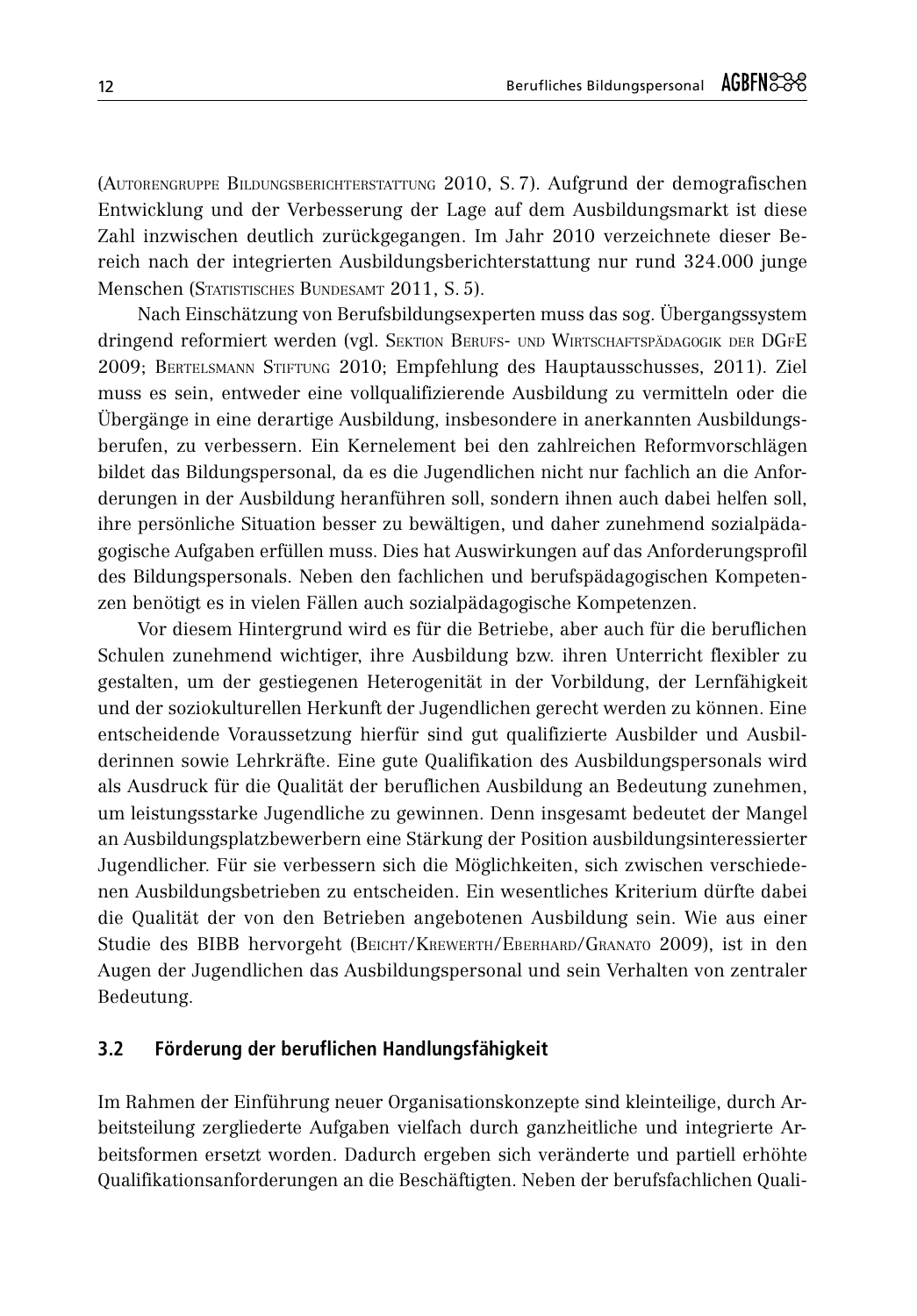(Autorengruppe Bildungsberichterstattung 2010, S. 7). Aufgrund der demografischen Entwicklung und der Verbesserung der Lage auf dem Ausbildungsmarkt ist diese Zahl inzwischen deutlich zurückgegangen. Im Jahr 2010 verzeichnete dieser Bereich nach der integrierten Ausbildungsberichterstattung nur rund 324.000 junge Menschen (Statistisches Bundesamt 2011, S. 5).

Nach Einschätzung von Berufsbildungsexperten muss das sog. Übergangssystem dringend reformiert werden (vgl. Sektion Berufs- und Wirtschaftspädagogik der DGfE 2009; Bertelsmann Stiftung 2010; Empfehlung des Hauptausschusses, 2011). Ziel muss es sein, entweder eine vollqualifizierende Ausbildung zu vermitteln oder die Übergänge in eine derartige Ausbildung, insbesondere in anerkannten Ausbildungsberufen, zu verbessern. Ein Kernelement bei den zahlreichen Reformvorschlägen bildet das Bildungspersonal, da es die Jugendlichen nicht nur fachlich an die Anforderungen in der Ausbildung heranführen soll, sondern ihnen auch dabei helfen soll, ihre persönliche Situation besser zu bewältigen, und daher zunehmend sozialpädagogische Aufgaben erfüllen muss. Dies hat Auswirkungen auf das Anforderungsprofil des Bildungspersonals. Neben den fachlichen und berufspädagogischen Kompetenzen benötigt es in vielen Fällen auch sozialpädagogische Kompetenzen.

Vor diesem Hintergrund wird es für die Betriebe, aber auch für die beruflichen Schulen zunehmend wichtiger, ihre Ausbildung bzw. ihren Unterricht flexibler zu gestalten, um der gestiegenen Heterogenität in der Vorbildung, der Lernfähigkeit und der soziokulturellen Herkunft der Jugendlichen gerecht werden zu können. Eine entscheidende Voraussetzung hierfür sind gut qualifizierte Ausbilder und Ausbilderinnen sowie Lehrkräfte. Eine gute Qualifikation des Ausbildungspersonals wird als Ausdruck für die Qualität der beruflichen Ausbildung an Bedeutung zunehmen, um leistungsstarke Jugendliche zu gewinnen. Denn insgesamt bedeutet der Mangel an Ausbildungsplatzbewerbern eine Stärkung der Position ausbildungsinteressierter Jugendlicher. Für sie verbessern sich die Möglichkeiten, sich zwischen verschiedenen Ausbildungsbetrieben zu entscheiden. Ein wesentliches Kriterium dürfte dabei die Qualität der von den Betrieben angebotenen Ausbildung sein. Wie aus einer Studie des BIBB hervorgeht (Beicht/Krewerth/Eberhard/Granato 2009), ist in den Augen der Jugendlichen das Ausbildungspersonal und sein Verhalten von zentraler Bedeutung.

### 3.2 Förderung der beruflichen Handlungsfähigkeit

Im Rahmen der Einführung neuer Organisationskonzepte sind kleinteilige, durch Arbeitsteilung zergliederte Aufgaben vielfach durch ganzheitliche und integrierte Arbeitsformen ersetzt worden. Dadurch ergeben sich veränderte und partiell erhöhte Qualifikationsanforderungen an die Beschäftigten. Neben der berufsfachlichen Quali-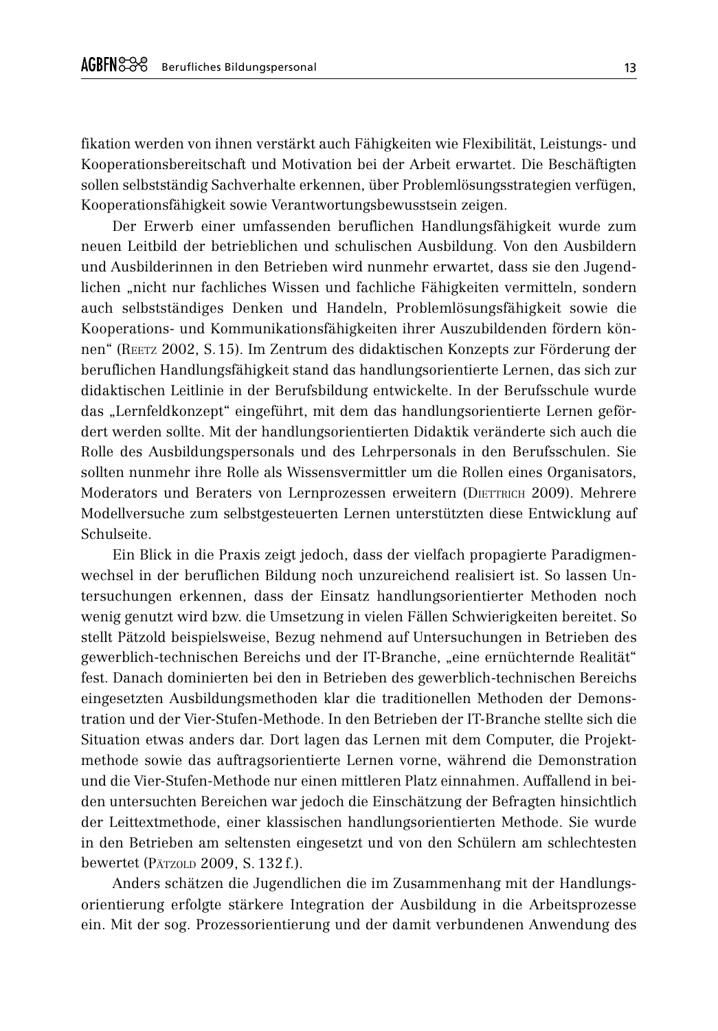fikation werden von ihnen verstärkt auch Fähigkeiten wie Flexibilität, Leistungs- und Kooperationsbereitschaft und Motivation bei der Arbeit erwartet. Die Beschäftigten sollen selbstständig Sachverhalte erkennen, über Problemlösungsstrategien verfügen, Kooperationsfähigkeit sowie Verantwortungsbewusstsein zeigen.

Der Erwerb einer umfassenden beruflichen Handlungsfähigkeit wurde zum neuen Leitbild der betrieblichen und schulischen Ausbildung. Von den Ausbildern und Ausbilderinnen in den Betrieben wird nunmehr erwartet, dass sie den Jugendlichen „nicht nur fachliches Wissen und fachliche Fähigkeiten vermitteln, sondern auch selbstständiges Denken und Handeln, Problemlösungsfähigkeit sowie die Kooperations- und Kommunikationsfähigkeiten ihrer Auszubildenden fördern können" (Reetz 2002, S. 15). Im Zentrum des didaktischen Konzepts zur Förderung der beruflichen Handlungsfähigkeit stand das handlungsorientierte Lernen, das sich zur didaktischen Leitlinie in der Berufsbildung entwickelte. In der Berufsschule wurde das „Lernfeldkonzept" eingeführt, mit dem das handlungsorientierte Lernen gefördert werden sollte. Mit der handlungsorientierten Didaktik veränderte sich auch die Rolle des Ausbildungspersonals und des Lehrpersonals in den Berufsschulen. Sie sollten nunmehr ihre Rolle als Wissensvermittler um die Rollen eines Organisators, Moderators und Beraters von Lernprozessen erweitern (Diettrich 2009). Mehrere Modellversuche zum selbstgesteuerten Lernen unterstützten diese Entwicklung auf Schulseite.

Ein Blick in die Praxis zeigt jedoch, dass der vielfach propagierte Paradigmenwechsel in der beruflichen Bildung noch unzureichend realisiert ist. So lassen Untersuchungen erkennen, dass der Einsatz handlungsorientierter Methoden noch wenig genutzt wird bzw. die Umsetzung in vielen Fällen Schwierigkeiten bereitet. So stellt Pätzold beispielsweise, Bezug nehmend auf Untersuchungen in Betrieben des gewerblich-technischen Bereichs und der IT-Branche, „eine ernüchternde Realität" fest. Danach dominierten bei den in Betrieben des gewerblich-technischen Bereichs eingesetzten Ausbildungsmethoden klar die traditionellen Methoden der Demonstration und der Vier-Stufen-Methode. In den Betrieben der IT-Branche stellte sich die Situation etwas anders dar. Dort lagen das Lernen mit dem Computer, die Projektmethode sowie das auftragsorientierte Lernen vorne, während die Demonstration und die Vier-Stufen-Methode nur einen mittleren Platz einnahmen. Auffallend in beiden untersuchten Bereichen war jedoch die Einschätzung der Befragten hinsichtlich der Leittextmethode, einer klassischen handlungsorientierten Methode. Sie wurde in den Betrieben am seltensten eingesetzt und von den Schülern am schlechtesten bewertet (Pätzold 2009, S. 132 f.).

Anders schätzen die Jugendlichen die im Zusammenhang mit der Handlungsorientierung erfolgte stärkere Integration der Ausbildung in die Arbeitsprozesse ein. Mit der sog. Prozessorientierung und der damit verbundenen Anwendung des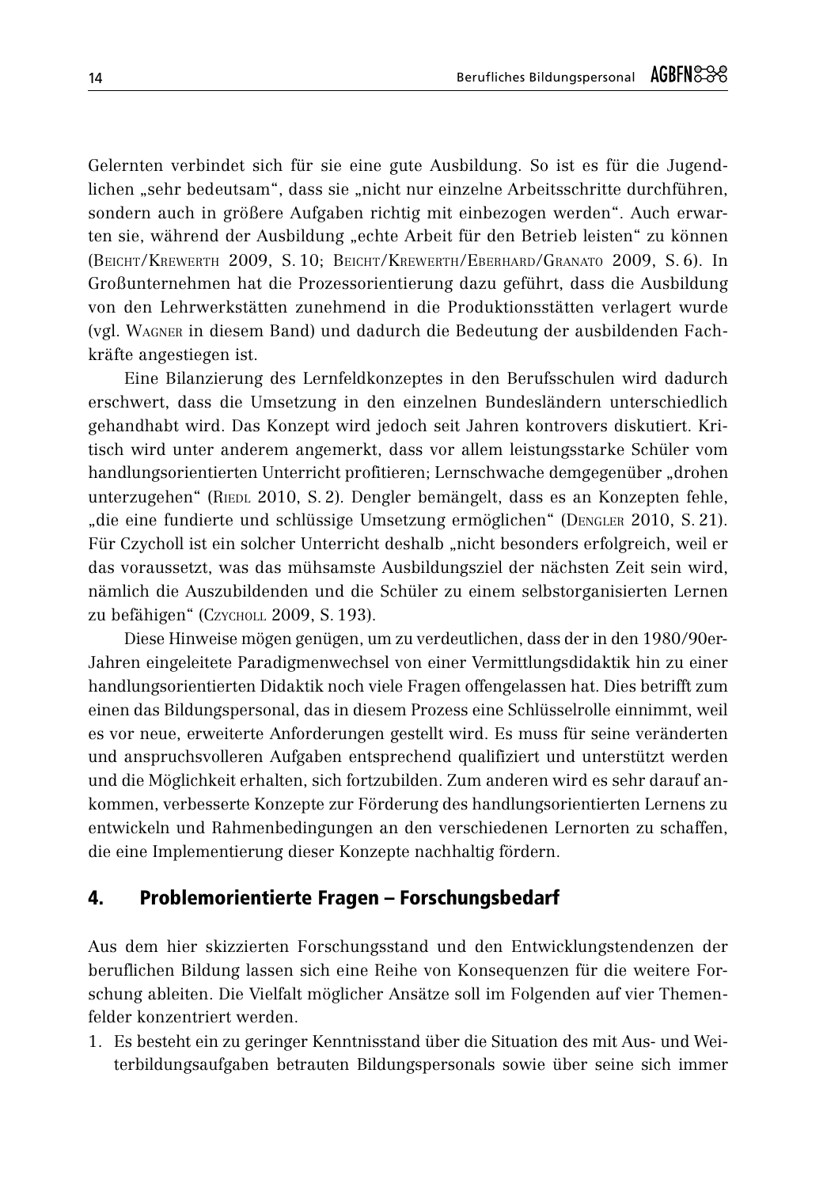Gelernten verbindet sich für sie eine gute Ausbildung. So ist es für die Jugendlichen „sehr bedeutsam“, dass sie „nicht nur einzelne Arbeitsschritte durchführen, sondern auch in größere Aufgaben richtig mit einbezogen werden“. Auch erwarten sie, während der Ausbildung „echte Arbeit für den Betrieb leisten“ zu können (Beicht/Krewerth 2009, S. 10; Beicht/Krewerth/Eberhard/Granato 2009, S. 6). In Großunternehmen hat die Prozessorientierung dazu geführt, dass die Ausbildung von den Lehrwerkstätten zunehmend in die Produktionsstätten verlagert wurde (vgl. Wagner in diesem Band) und dadurch die Bedeutung der ausbildenden Fachkräfte angestiegen ist.

Eine Bilanzierung des Lernfeldkonzeptes in den Berufsschulen wird dadurch erschwert, dass die Umsetzung in den einzelnen Bundesländern unterschiedlich gehandhabt wird. Das Konzept wird jedoch seit Jahren kontrovers diskutiert. Kritisch wird unter anderem angemerkt, dass vor allem leistungsstarke Schüler vom handlungsorientierten Unterricht profitieren; Lernschwache demgegenüber „drohen unterzugehen“ (Riedl 2010, S. 2). Dengler bemängelt, dass es an Konzepten fehle, „die eine fundierte und schlüssige Umsetzung ermöglichen“ (Dengler 2010, S. 21). Für Czycholl ist ein solcher Unterricht deshalb „nicht besonders erfolgreich, weil er das voraussetzt, was das mühsamste Ausbildungsziel der nächsten Zeit sein wird, nämlich die Auszubildenden und die Schüler zu einem selbstorganisierten Lernen zu befähigen“ (Czycholl 2009, S. 193).

Diese Hinweise mögen genügen, um zu verdeutlichen, dass der in den 1980/90er-Jahren eingeleitete Paradigmenwechsel von einer Vermittlungsdidaktik hin zu einer handlungsorientierten Didaktik noch viele Fragen offengelassen hat. Dies betrifft zum einen das Bildungspersonal, das in diesem Prozess eine Schlüsselrolle einnimmt, weil es vor neue, erweiterte Anforderungen gestellt wird. Es muss für seine veränderten und anspruchsvolleren Aufgaben entsprechend qualifiziert und unterstützt werden und die Möglichkeit erhalten, sich fortzubilden. Zum anderen wird es sehr darauf ankommen, verbesserte Konzepte zur Förderung des handlungsorientierten Lernens zu entwickeln und Rahmenbedingungen an den verschiedenen Lernorten zu schaffen, die eine Implementierung dieser Konzepte nachhaltig fördern.

## 4. Problemorientierte Fragen – Forschungsbedarf

Aus dem hier skizzierten Forschungsstand und den Entwicklungstendenzen der beruflichen Bildung lassen sich eine Reihe von Konsequenzen für die weitere Forschung ableiten. Die Vielfalt möglicher Ansätze soll im Folgenden auf vier Themenfelder konzentriert werden.

1. Es besteht ein zu geringer Kenntnisstand über die Situation des mit Aus- und Weiterbildungsaufgaben betrauten Bildungspersonals sowie über seine sich immer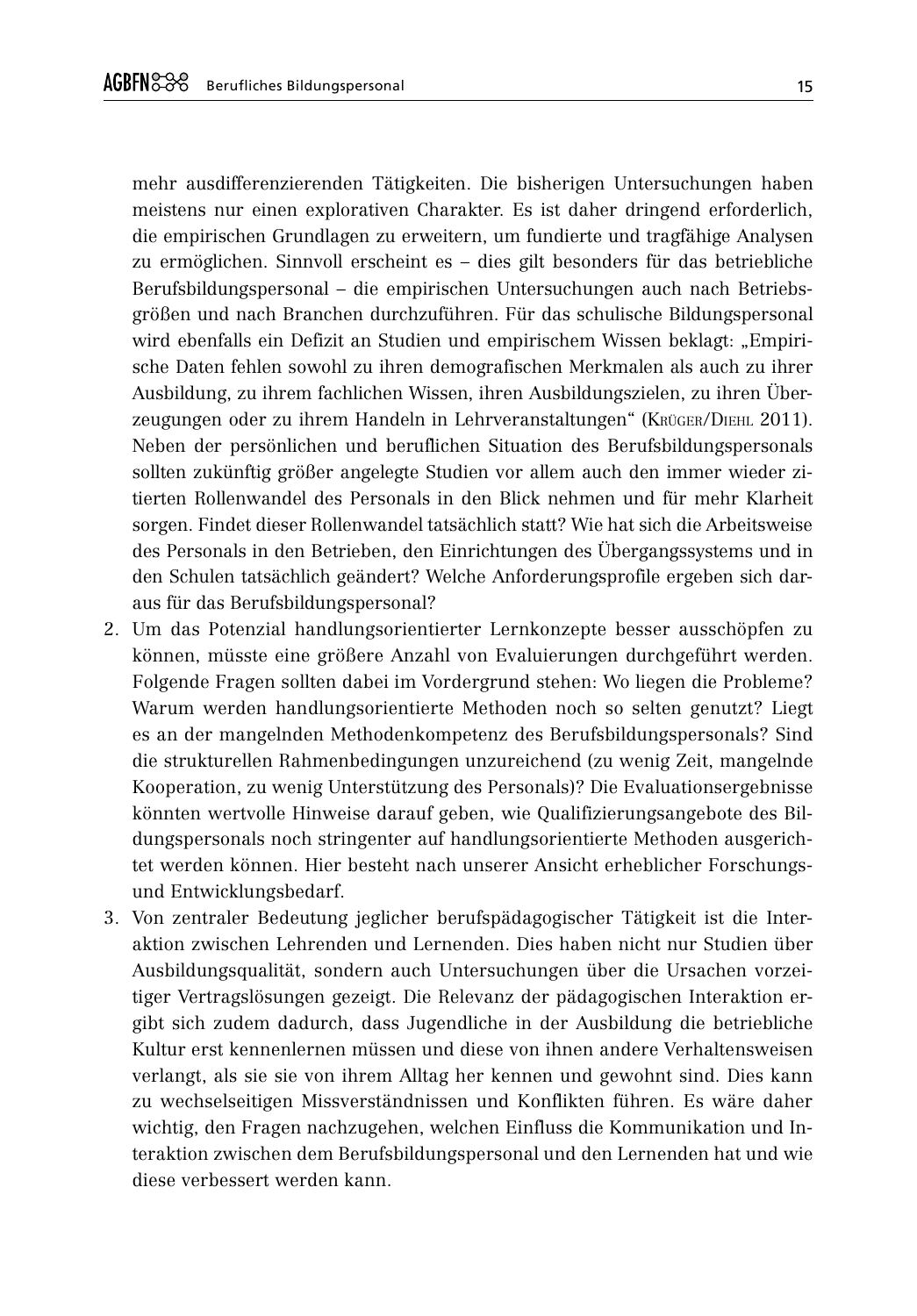mehr ausdifferenzierenden Tätigkeiten. Die bisherigen Untersuchungen haben meistens nur einen explorativen Charakter. Es ist daher dringend erforderlich, die empirischen Grundlagen zu erweitern, um fundierte und tragfähige Analysen zu ermöglichen. Sinnvoll erscheint es – dies gilt besonders für das betriebliche Berufsbildungspersonal – die empirischen Untersuchungen auch nach Betriebsgrößen und nach Branchen durchzuführen. Für das schulische Bildungspersonal wird ebenfalls ein Defizit an Studien und empirischem Wissen beklagt: „Empirische Daten fehlen sowohl zu ihren demografischen Merkmalen als auch zu ihrer Ausbildung, zu ihrem fachlichen Wissen, ihren Ausbildungszielen, zu ihren Überzeugungen oder zu ihrem Handeln in Lehrveranstaltungen" (Krüger/Diehl 2011). Neben der persönlichen und beruflichen Situation des Berufsbildungspersonals sollten zukünftig größer angelegte Studien vor allem auch den immer wieder zitierten Rollenwandel des Personals in den Blick nehmen und für mehr Klarheit sorgen. Findet dieser Rollenwandel tatsächlich statt? Wie hat sich die Arbeitsweise des Personals in den Betrieben, den Einrichtungen des Übergangssystems und in den Schulen tatsächlich geändert? Welche Anforderungsprofile ergeben sich daraus für das Berufsbildungspersonal?

2. Um das Potenzial handlungsorientierter Lernkonzepte besser ausschöpfen zu können, müsste eine größere Anzahl von Evaluierungen durchgeführt werden. Folgende Fragen sollten dabei im Vordergrund stehen: Wo liegen die Probleme? Warum werden handlungsorientierte Methoden noch so selten genutzt? Liegt es an der mangelnden Methodenkompetenz des Berufsbildungspersonals? Sind die strukturellen Rahmenbedingungen unzureichend (zu wenig Zeit, mangelnde Kooperation, zu wenig Unterstützung des Personals)? Die Evaluationsergebnisse könnten wertvolle Hinweise darauf geben, wie Qualifizierungsangebote des Bildungspersonals noch stringenter auf handlungsorientierte Methoden ausgerichtet werden können. Hier besteht nach unserer Ansicht erheblicher Forschungs- und Entwicklungsbedarf.
3. Von zentraler Bedeutung jeglicher berufspädagogischer Tätigkeit ist die Interaktion zwischen Lehrenden und Lernenden. Dies haben nicht nur Studien über Ausbildungsqualität, sondern auch Untersuchungen über die Ursachen vorzeitiger Vertragslösungen gezeigt. Die Relevanz der pädagogischen Interaktion ergibt sich zudem dadurch, dass Jugendliche in der Ausbildung die betriebliche Kultur erst kennenlernen müssen und diese von ihnen andere Verhaltensweisen verlangt, als sie sie von ihrem Alltag her kennen und gewohnt sind. Dies kann zu wechselseitigen Missverständnissen und Konflikten führen. Es wäre daher wichtig, den Fragen nachzugehen, welchen Einfluss die Kommunikation und Interaktion zwischen dem Berufsbildungspersonal und den Lernenden hat und wie diese verbessert werden kann.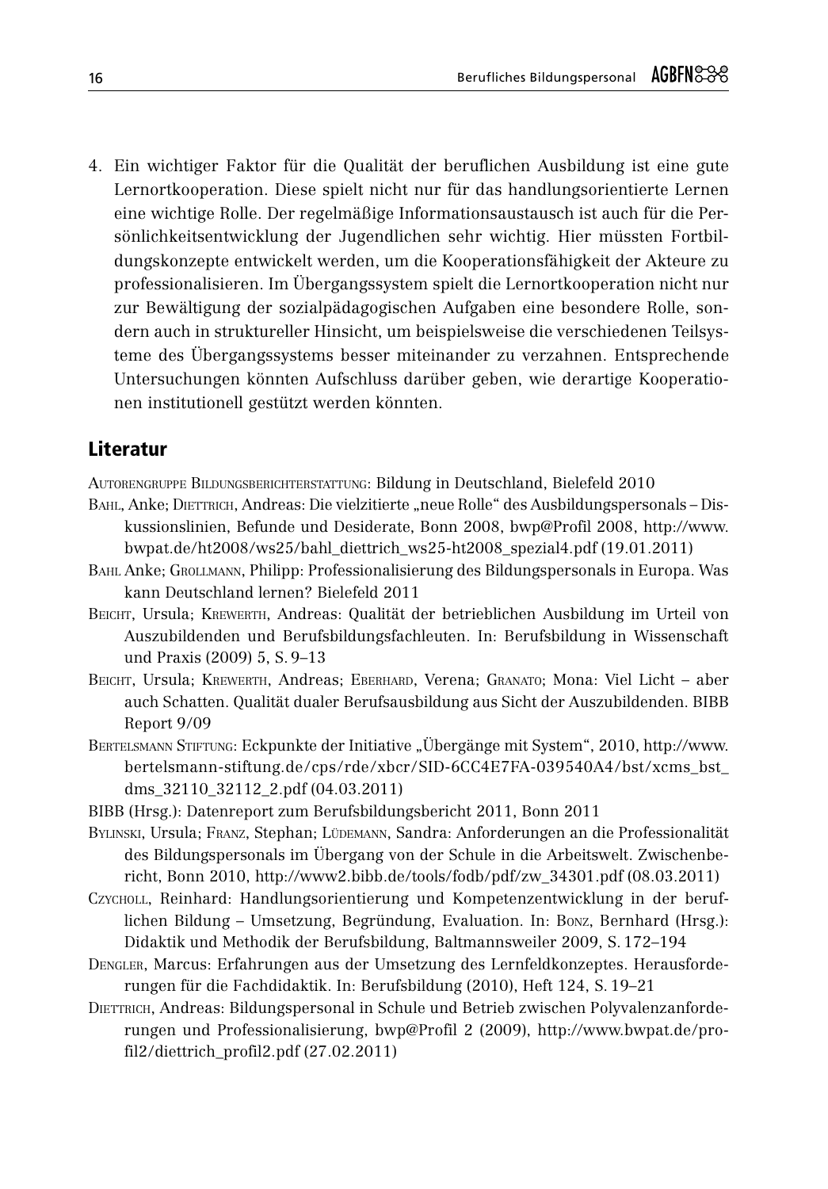4. Ein wichtiger Faktor für die Qualität der beruflichen Ausbildung ist eine gute Lernortkooperation. Diese spielt nicht nur für das handlungsorientierte Lernen eine wichtige Rolle. Der regelmäßige Informationsaustausch ist auch für die Persönlichkeitsentwicklung der Jugendlichen sehr wichtig. Hier müssten Fortbildungskonzepte entwickelt werden, um die Kooperationsfähigkeit der Akteure zu professionalisieren. Im Übergangssystem spielt die Lernortkooperation nicht nur zur Bewältigung der sozialpädagogischen Aufgaben eine besondere Rolle, sondern auch in struktureller Hinsicht, um beispielsweise die verschiedenen Teilsysteme des Übergangssystems besser miteinander zu verzahnen. Entsprechende Untersuchungen könnten Aufschluss darüber geben, wie derartige Kooperationen institutionell gestützt werden könnten.

## Literatur

Autorengruppe Bildungsberichterstattung: Bildung in Deutschland, Bielefeld 2010

Bahl, Anke; Diettrich, Andreas: Die vielzitierte „neue Rolle" des Ausbildungspersonals – Diskussionslinien, Befunde und Desiderate, Bonn 2008, bwp@Profil 2008, http://www.bwpat.de/ht2008/ws25/bahl_diettrich_ws25-ht2008_spezial4.pdf (19.01.2011)

Bahl Anke; Grollmann, Philipp: Professionalisierung des Bildungspersonals in Europa. Was kann Deutschland lernen? Bielefeld 2011

Beicht, Ursula; Krewerth, Andreas: Qualität der betrieblichen Ausbildung im Urteil von Auszubildenden und Berufsbildungsfachleuten. In: Berufsbildung in Wissenschaft und Praxis (2009) 5, S. 9–13

Beicht, Ursula; Krewerth, Andreas; Eberhard, Verena; Granato; Mona: Viel Licht – aber auch Schatten. Qualität dualer Berufsausbildung aus Sicht der Auszubildenden. BIBB Report 9/09

Bertelsmann Stiftung: Eckpunkte der Initiative „Übergänge mit System", 2010, http://www.bertelsmann-stiftung.de/cps/rde/xbcr/SID-6CC4E7FA-039540A4/bst/xcms_bst_dms_32110_32112_2.pdf (04.03.2011)

BIBB (Hrsg.): Datenreport zum Berufsbildungsbericht 2011, Bonn 2011

Bylinski, Ursula; Franz, Stephan; Lüdemann, Sandra: Anforderungen an die Professionalität des Bildungspersonals im Übergang von der Schule in die Arbeitswelt. Zwischenbericht, Bonn 2010, http://www2.bibb.de/tools/fodb/pdf/zw_34301.pdf (08.03.2011)

Czycholl, Reinhard: Handlungsorientierung und Kompetenzentwicklung in der beruflichen Bildung – Umsetzung, Begründung, Evaluation. In: Bonz, Bernhard (Hrsg.): Didaktik und Methodik der Berufsbildung, Baltmannsweiler 2009, S. 172–194

Dengler, Marcus: Erfahrungen aus der Umsetzung des Lernfeldkonzeptes. Herausforderungen für die Fachdidaktik. In: Berufsbildung (2010), Heft 124, S. 19–21

Diettrich, Andreas: Bildungspersonal in Schule und Betrieb zwischen Polyvalenzanforderungen und Professionalisierung, bwp@Profil 2 (2009), http://www.bwpat.de/profil2/diettrich_profil2.pdf (27.02.2011)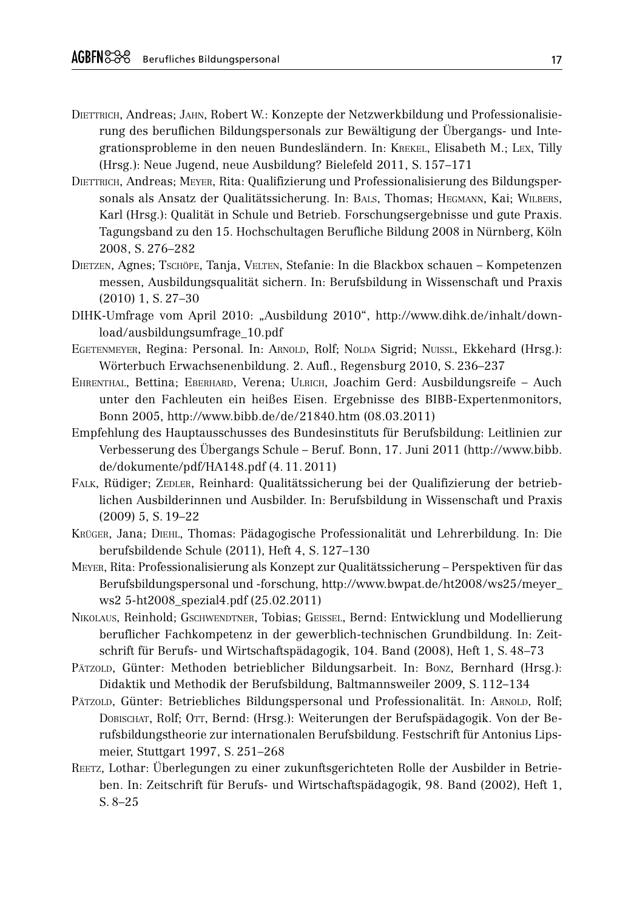DIETTRICH, Andreas; JAHN, Robert W.: Konzepte der Netzwerkbildung und Professionalisierung des beruflichen Bildungspersonals zur Bewältigung der Übergangs- und Integrationsprobleme in den neuen Bundesländern. In: KREKEL, Elisabeth M.; LEX, Tilly (Hrsg.): Neue Jugend, neue Ausbildung? Bielefeld 2011, S. 157–171

DIETTRICH, Andreas; MEYER, Rita: Qualifizierung und Professionalisierung des Bildungspersonals als Ansatz der Qualitätssicherung. In: BALS, Thomas; HEGMANN, Kai; WILBERS, Karl (Hrsg.): Qualität in Schule und Betrieb. Forschungsergebnisse und gute Praxis. Tagungsband zu den 15. Hochschultagen Berufliche Bildung 2008 in Nürnberg, Köln 2008, S. 276–282

DIETZEN, Agnes; TSCHÖPE, Tanja, VELTEN, Stefanie: In die Blackbox schauen – Kompetenzen messen, Ausbildungsqualität sichern. In: Berufsbildung in Wissenschaft und Praxis (2010) 1, S. 27–30

DIHK-Umfrage vom April 2010: „Ausbildung 2010", http://www.dihk.de/inhalt/download/ausbildungsumfrage_10.pdf

EGETENMEYER, Regina: Personal. In: ARNOLD, Rolf; NOLDA Sigrid; NUISSL, Ekkehard (Hrsg.): Wörterbuch Erwachsenenbildung. 2. Aufl., Regensburg 2010, S. 236–237

EHRENTHAL, Bettina; EBERHARD, Verena; ULRICH, Joachim Gerd: Ausbildungsreife – Auch unter den Fachleuten ein heißes Eisen. Ergebnisse des BIBB-Expertenmonitors, Bonn 2005, http://www.bibb.de/de/21840.htm (08.03.2011)

Empfehlung des Hauptausschusses des Bundesinstituts für Berufsbildung: Leitlinien zur Verbesserung des Übergangs Schule – Beruf. Bonn, 17. Juni 2011 (http://www.bibb.de/dokumente/pdf/HA148.pdf (4. 11. 2011)

FALK, Rüdiger; ZEDLER, Reinhard: Qualitätssicherung bei der Qualifizierung der betrieblichen Ausbilderinnen und Ausbilder. In: Berufsbildung in Wissenschaft und Praxis (2009) 5, S. 19–22

KRÜGER, Jana; DIEHL, Thomas: Pädagogische Professionalität und Lehrerbildung. In: Die berufsbildende Schule (2011), Heft 4, S. 127–130

MEYER, Rita: Professionalisierung als Konzept zur Qualitätssicherung – Perspektiven für das Berufsbildungspersonal und -forschung, http://www.bwpat.de/ht2008/ws25/meyer_ws2 5-ht2008_spezial4.pdf (25.02.2011)

NIKOLAUS, Reinhold; GSCHWENDTNER, Tobias; GEISSEL, Bernd: Entwicklung und Modellierung beruflicher Fachkompetenz in der gewerblich-technischen Grundbildung. In: Zeitschrift für Berufs- und Wirtschaftspädagogik, 104. Band (2008), Heft 1, S. 48–73

PÄTZOLD, Günter: Methoden betrieblicher Bildungsarbeit. In: BONZ, Bernhard (Hrsg.): Didaktik und Methodik der Berufsbildung, Baltmannsweiler 2009, S. 112–134

PÄTZOLD, Günter: Betriebliches Bildungspersonal und Professionalität. In: ARNOLD, Rolf; DOBISCHAT, Rolf; OTT, Bernd: (Hrsg.): Weiterungen der Berufspädagogik. Von der Berufsbildungstheorie zur internationalen Berufsbildung. Festschrift für Antonius Lipsmeier, Stuttgart 1997, S. 251–268

REETZ, Lothar: Überlegungen zu einer zukunftsgerichteten Rolle der Ausbilder in Betrieben. In: Zeitschrift für Berufs- und Wirtschaftspädagogik, 98. Band (2002), Heft 1, S. 8–25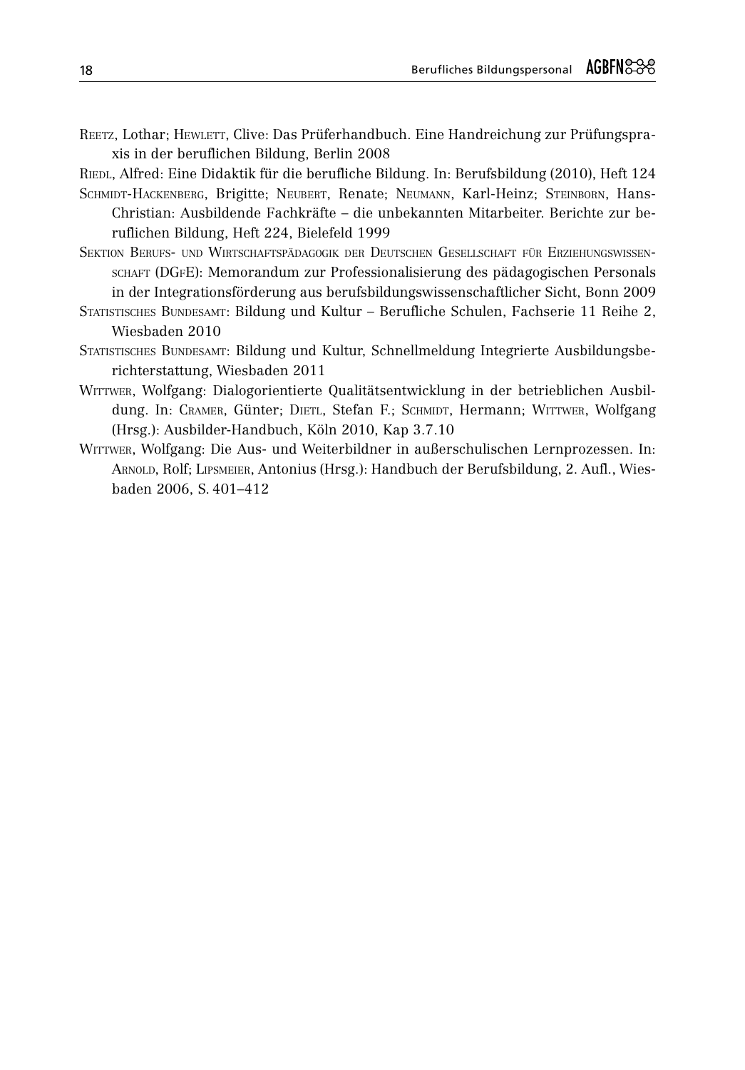Reetz, Lothar; Hewlett, Clive: Das Prüferhandbuch. Eine Handreichung zur Prüfungspraxis in der beruflichen Bildung, Berlin 2008

Riedl, Alfred: Eine Didaktik für die berufliche Bildung. In: Berufsbildung (2010), Heft 124

Schmidt-Hackenberg, Brigitte; Neubert, Renate; Neumann, Karl-Heinz; Steinborn, Hans-Christian: Ausbildende Fachkräfte – die unbekannten Mitarbeiter. Berichte zur beruflichen Bildung, Heft 224, Bielefeld 1999

Sektion Berufs- und Wirtschaftspädagogik der Deutschen Gesellschaft für Erziehungswissenschaft (DGfE): Memorandum zur Professionalisierung des pädagogischen Personals in der Integrationsförderung aus berufsbildungswissenschaftlicher Sicht, Bonn 2009

Statistisches Bundesamt: Bildung und Kultur – Berufliche Schulen, Fachserie 11 Reihe 2, Wiesbaden 2010

Statistisches Bundesamt: Bildung und Kultur, Schnellmeldung Integrierte Ausbildungsberichterstattung, Wiesbaden 2011

Wittwer, Wolfgang: Dialogorientierte Qualitätsentwicklung in der betrieblichen Ausbildung. In: Cramer, Günter; Dietl, Stefan F.; Schmidt, Hermann; Wittwer, Wolfgang (Hrsg.): Ausbilder-Handbuch, Köln 2010, Kap 3.7.10

Wittwer, Wolfgang: Die Aus- und Weiterbildner in außerschulischen Lernprozessen. In: Arnold, Rolf; Lipsmeier, Antonius (Hrsg.): Handbuch der Berufsbildung, 2. Aufl., Wiesbaden 2006, S. 401–412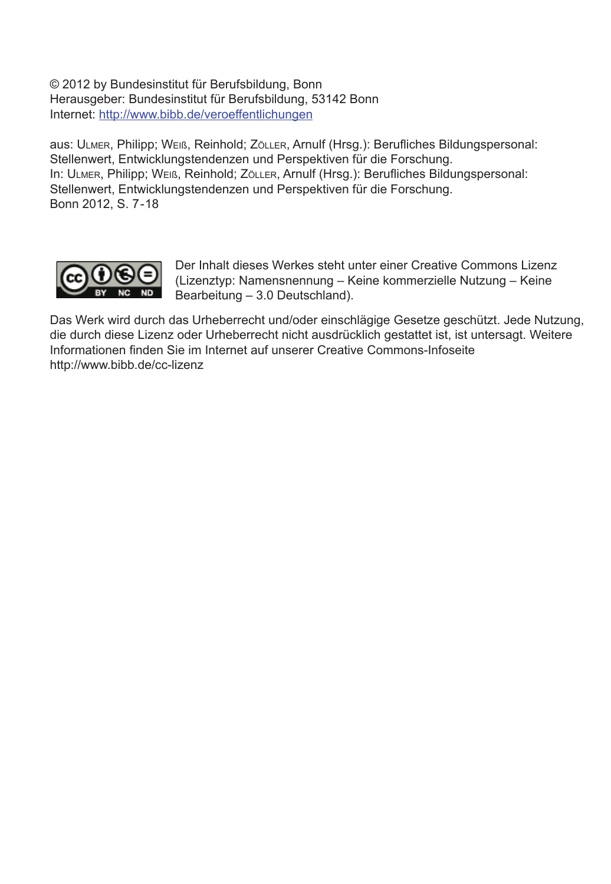© 2012 by Bundesinstitut für Berufsbildung, Bonn
Herausgeber: Bundesinstitut für Berufsbildung, 53142 Bonn
Internet: http://www.bibb.de/veroeffentlichungen

aus: Ulmer, Philipp; Weiß, Reinhold; Zöller, Arnulf (Hrsg.): Berufliches Bildungspersonal: Stellenwert, Entwicklungstendenzen und Perspektiven für die Forschung.
In: Ulmer, Philipp; Weiß, Reinhold; Zöller, Arnulf (Hrsg.): Berufliches Bildungspersonal: Stellenwert, Entwicklungstendenzen und Perspektiven für die Forschung.
Bonn 2012, S. 7-18

Der Inhalt dieses Werkes steht unter einer Creative Commons Lizenz (Lizenztyp: Namensnennung – Keine kommerzielle Nutzung – Keine Bearbeitung – 3.0 Deutschland).

Das Werk wird durch das Urheberrecht und/oder einschlägige Gesetze geschützt. Jede Nutzung, die durch diese Lizenz oder Urheberrecht nicht ausdrücklich gestattet ist, ist untersagt. Weitere Informationen finden Sie im Internet auf unserer Creative Commons-Infoseite http://www.bibb.de/cc-lizenz